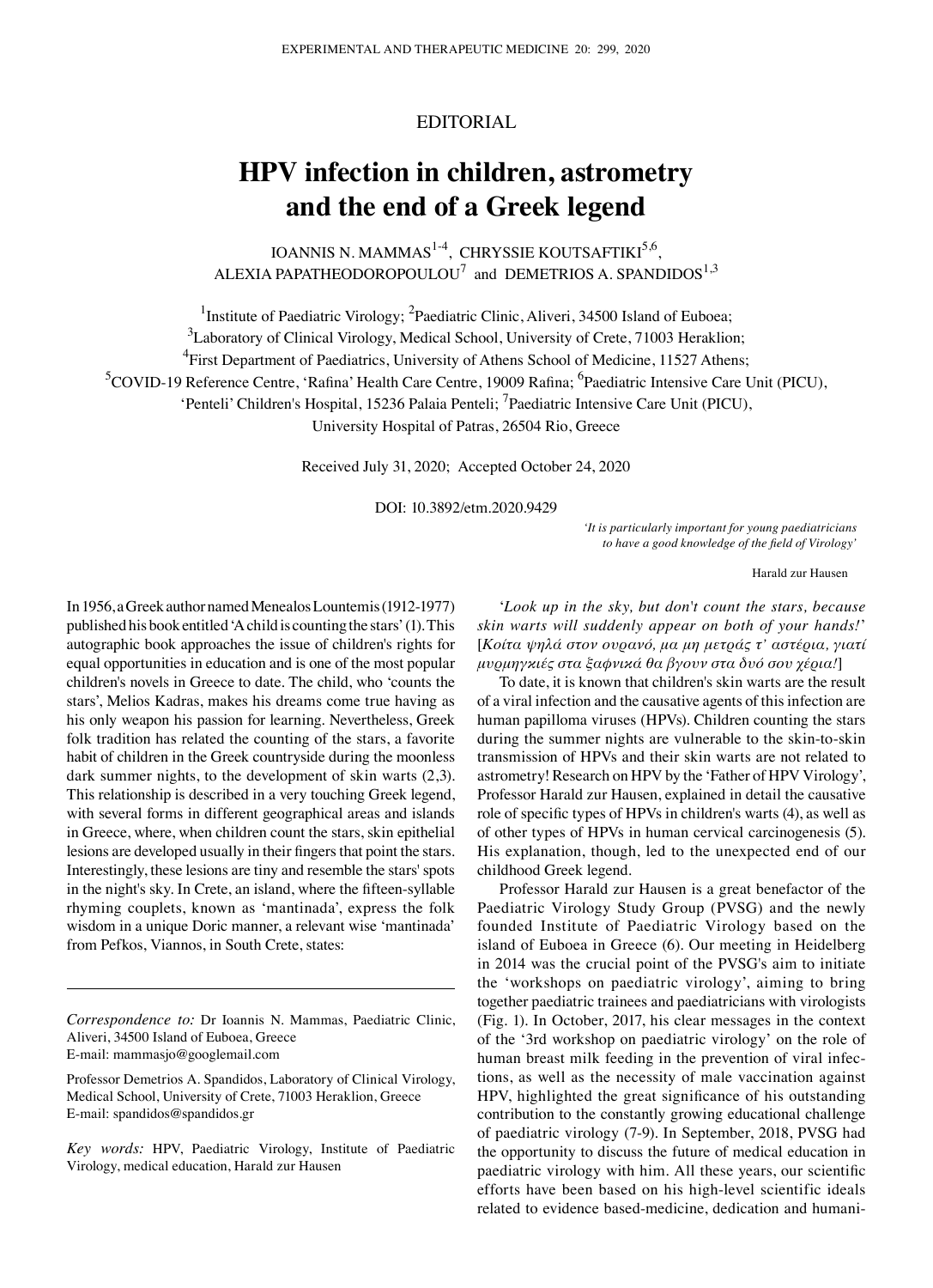EDITORIAL

# HPV infection in children, astrometry and the end of a Greek legend

IOANNIS N. MAMMAS[1-4], CHRYSSIE KOUTSAFTIKI[5,6], ALEXIA PAPATHEODOROPOULOU[7] and DEMETRIOS A. SPANDIDOS[1,3]

[1]Institute of Paediatric Virology; [2]Paediatric Clinic, Aliveri, 34500 Island of Euboea; [3]Laboratory of Clinical Virology, Medical School, University of Crete, 71003 Heraklion; [4]First Department of Paediatrics, University of Athens School of Medicine, 11527 Athens; [5]COVID-19 Reference Centre, 'Rafina' Health Care Centre, 19009 Rafina; [6]Paediatric Intensive Care Unit (PICU), 'Penteli' Children's Hospital, 15236 Palaia Penteli; [7]Paediatric Intensive Care Unit (PICU), University Hospital of Patras, 26504 Rio, Greece

Received July 31, 2020; Accepted October 24, 2020

DOI: 10.3892/etm.2020.9429

*'It is particularly important for young paediatricians to have a good knowledge of the field of Virology'*

Harald zur Hausen

In 1956, a Greek author named Menealos Lountemis (1912-1977) published his book entitled 'A child is counting the stars' (1). This autographic book approaches the issue of children's rights for equal opportunities in education and is one of the most popular children's novels in Greece to date. The child, who 'counts the stars', Melios Kadras, makes his dreams come true having as his only weapon his passion for learning. Nevertheless, Greek folk tradition has related the counting of the stars, a favorite habit of children in the Greek countryside during the moonless dark summer nights, to the development of skin warts (2,3). This relationship is described in a very touching Greek legend, with several forms in different geographical areas and islands in Greece, where, when children count the stars, skin epithelial lesions are developed usually in their fingers that point the stars. Interestingly, these lesions are tiny and resemble the stars' spots in the night's sky. In Crete, an island, where the fifteen-syllable rhyming couplets, known as 'mantinada', express the folk wisdom in a unique Doric manner, a relevant wise 'mantinada' from Pefkos, Viannos, in South Crete, states:

'*Look up in the sky, but don't count the stars, because skin warts will suddenly appear on both of your hands!*' [*Κοίτα ψηλά στον ουρανό, μα μη μετράς τ' αστέρια, γιατί μυρμηγκιές στα ξαφνικά θα βγουν στα δυό σου χέρια!*]

To date, it is known that children's skin warts are the result of a viral infection and the causative agents of this infection are human papilloma viruses (HPVs). Children counting the stars during the summer nights are vulnerable to the skin-to-skin transmission of HPVs and their skin warts are not related to astrometry! Research on HPV by the 'Father of HPV Virology', Professor Harald zur Hausen, explained in detail the causative role of specific types of HPVs in children's warts (4), as well as of other types of HPVs in human cervical carcinogenesis (5). His explanation, though, led to the unexpected end of our childhood Greek legend.

Professor Harald zur Hausen is a great benefactor of the Paediatric Virology Study Group (PVSG) and the newly founded Institute of Paediatric Virology based on the island of Euboea in Greece (6). Our meeting in Heidelberg in 2014 was the crucial point of the PVSG's aim to initiate the 'workshops on paediatric virology', aiming to bring together paediatric trainees and paediatricians with virologists (Fig. 1). In October, 2017, his clear messages in the context of the '3rd workshop on paediatric virology' on the role of human breast milk feeding in the prevention of viral infections, as well as the necessity of male vaccination against HPV, highlighted the great significance of his outstanding contribution to the constantly growing educational challenge of paediatric virology (7-9). In September, 2018, PVSG had the opportunity to discuss the future of medical education in paediatric virology with him. All these years, our scientific efforts have been based on his high-level scientific ideals related to evidence based-medicine, dedication and humani-

*Correspondence to:* Dr Ioannis N. Mammas, Paediatric Clinic, Aliveri, 34500 Island of Euboea, Greece
E-mail: mammasjo@googlemail.com

Professor Demetrios A. Spandidos, Laboratory of Clinical Virology, Medical School, University of Crete, 71003 Heraklion, Greece
E-mail: spandidos@spandidos.gr

*Key words:* HPV, Paediatric Virology, Institute of Paediatric Virology, medical education, Harald zur Hausen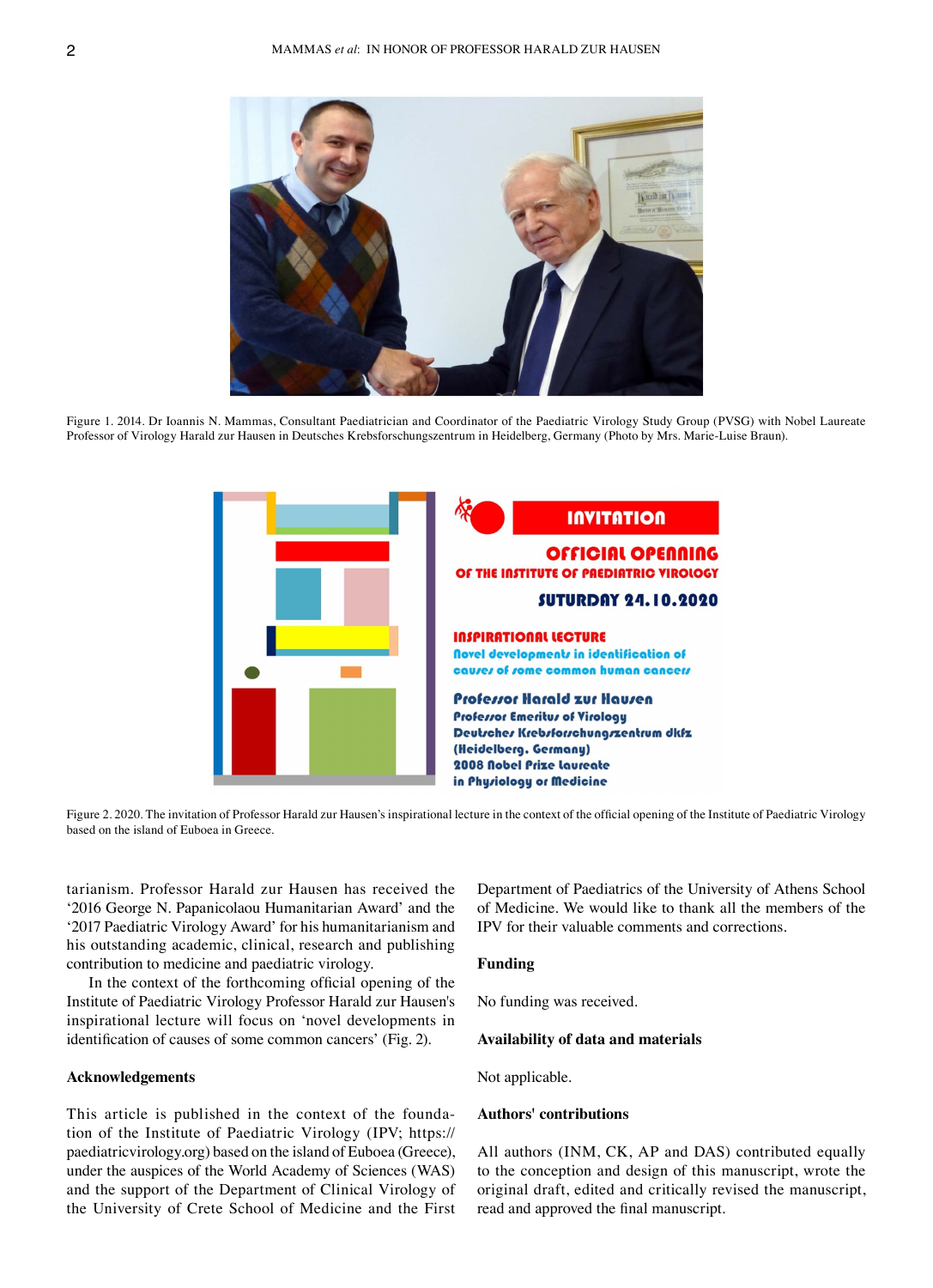Figure 1. 2014. Dr Ioannis N. Mammas, Consultant Paediatrician and Coordinator of the Paediatric Virology Study Group (PVSG) with Nobel Laureate Professor of Virology Harald zur Hausen in Deutsches Krebsforschungszentrum in Heidelberg, Germany (Photo by Mrs. Marie-Luise Braun).

Figure 2. 2020. The invitation of Professor Harald zur Hausen's inspirational lecture in the context of the official opening of the Institute of Paediatric Virology based on the island of Euboea in Greece.

tarianism. Professor Harald zur Hausen has received the '2016 George N. Papanicolaou Humanitarian Award' and the '2017 Paediatric Virology Award' for his humanitarianism and his outstanding academic, clinical, research and publishing contribution to medicine and paediatric virology.

In the context of the forthcoming official opening of the Institute of Paediatric Virology Professor Harald zur Hausen's inspirational lecture will focus on 'novel developments in identification of causes of some common cancers' (Fig. 2).

## Acknowledgements

This article is published in the context of the foundation of the Institute of Paediatric Virology (IPV; https://paediatricvirology.org) based on the island of Euboea (Greece), under the auspices of the World Academy of Sciences (WAS) and the support of the Department of Clinical Virology of the University of Crete School of Medicine and the First Department of Paediatrics of the University of Athens School of Medicine. We would like to thank all the members of the IPV for their valuable comments and corrections.

## Funding

No funding was received.

## Availability of data and materials

Not applicable.

## Authors' contributions

All authors (INM, CK, AP and DAS) contributed equally to the conception and design of this manuscript, wrote the original draft, edited and critically revised the manuscript, read and approved the final manuscript.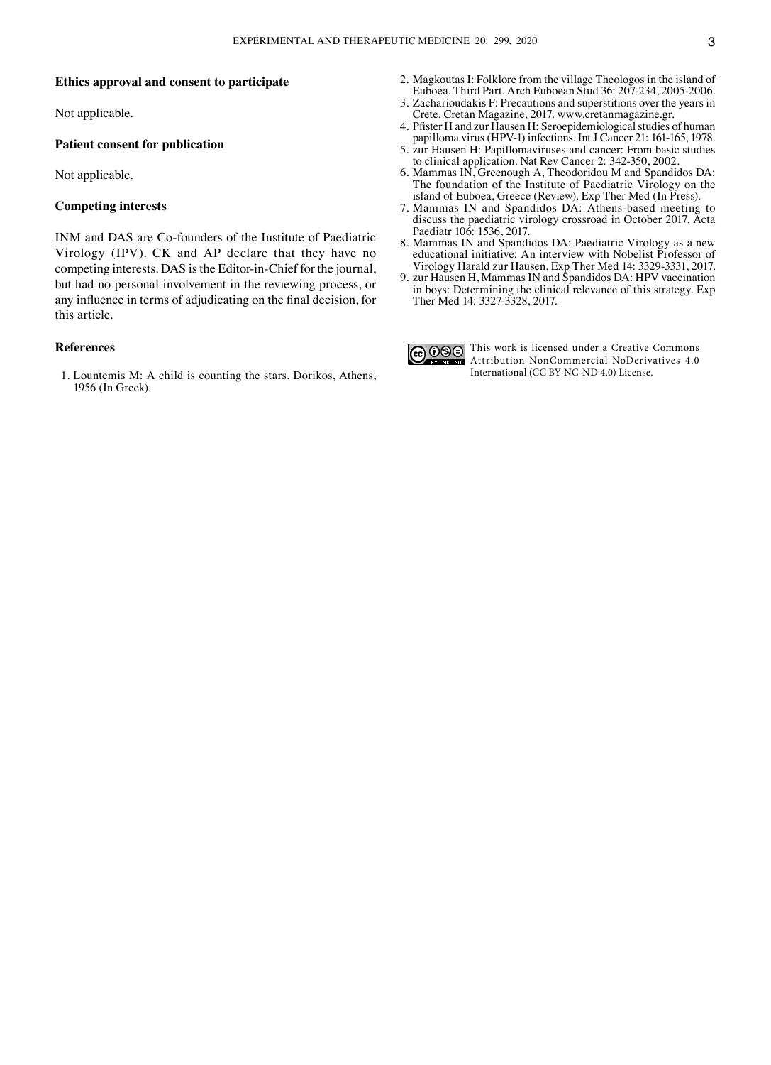## Ethics approval and consent to participate

Not applicable.

## Patient consent for publication

Not applicable.

## Competing interests

INM and DAS are Co-founders of the Institute of Paediatric Virology (IPV). CK and AP declare that they have no competing interests. DAS is the Editor-in-Chief for the journal, but had no personal involvement in the reviewing process, or any influence in terms of adjudicating on the final decision, for this article.

## References

1. Lountemis M: A child is counting the stars. Dorikos, Athens, 1956 (In Greek).
2. Magkoutas I: Folklore from the village Theologos in the island of Euboea. Third Part. Arch Euboean Stud 36: 207-234, 2005-2006.
3. Zacharioudakis F: Precautions and superstitions over the years in Crete. Cretan Magazine, 2017. www.cretanmagazine.gr.
4. Pfister H and zur Hausen H: Seroepidemiological studies of human papilloma virus (HPV-1) infections. Int J Cancer 21: 161-165, 1978.
5. zur Hausen H: Papillomaviruses and cancer: From basic studies to clinical application. Nat Rev Cancer 2: 342-350, 2002.
6. Mammas IN, Greenough A, Theodoridou M and Spandidos DA: The foundation of the Institute of Paediatric Virology on the island of Euboea, Greece (Review). Exp Ther Med (In Press).
7. Mammas IN and Spandidos DA: Athens-based meeting to discuss the paediatric virology crossroad in October 2017. Acta Paediatr 106: 1536, 2017.
8. Mammas IN and Spandidos DA: Paediatric Virology as a new educational initiative: An interview with Nobelist Professor of Virology Harald zur Hausen. Exp Ther Med 14: 3329-3331, 2017.
9. zur Hausen H, Mammas IN and Spandidos DA: HPV vaccination in boys: Determining the clinical relevance of this strategy. Exp Ther Med 14: 3327-3328, 2017.

This work is licensed under a Creative Commons Attribution-NonCommercial-NoDerivatives 4.0 International (CC BY-NC-ND 4.0) License.